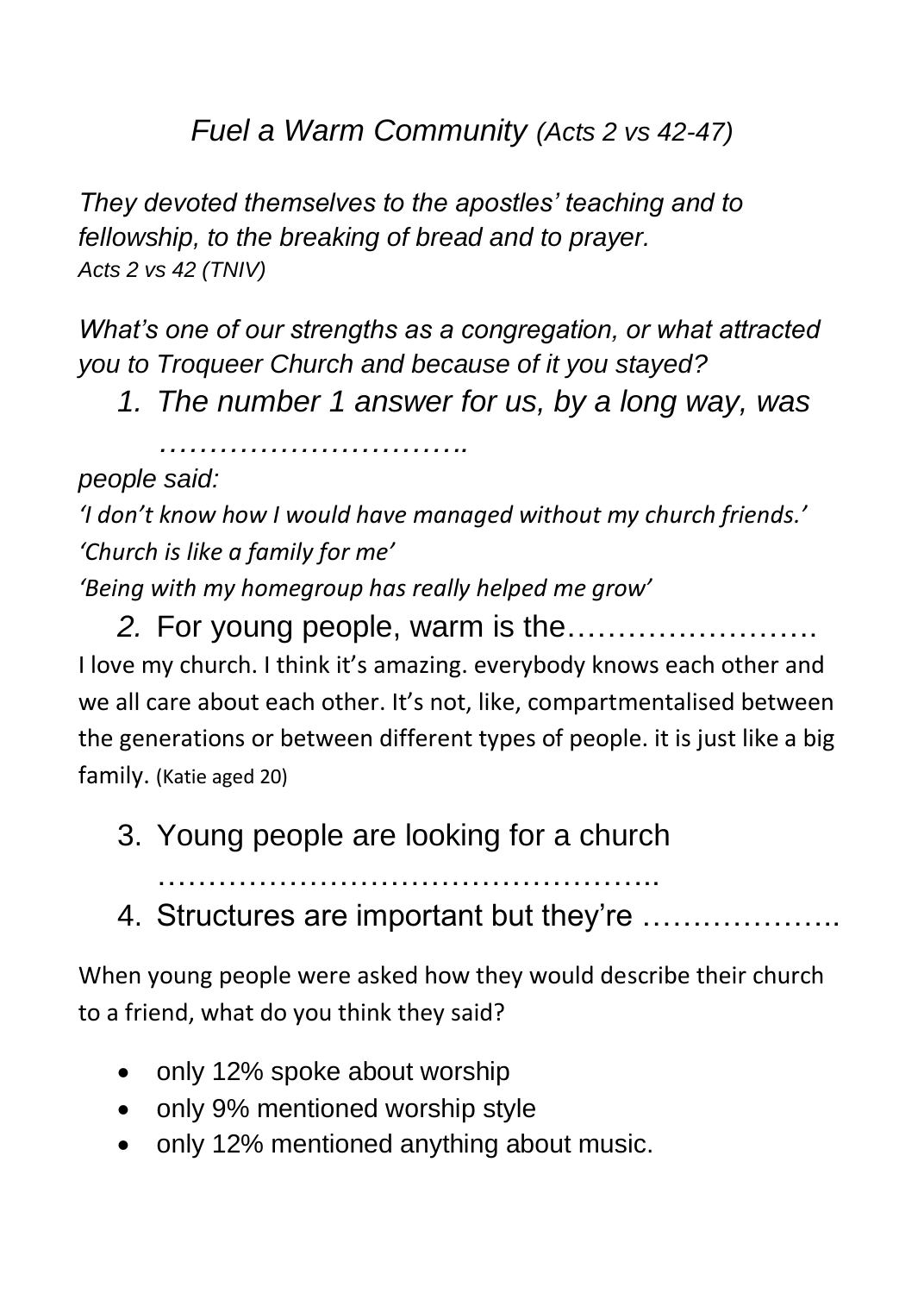# *Fuel a Warm Community (Acts 2 vs 42-47)*

*They devoted themselves to the apostles' teaching and to fellowship, to the breaking of bread and to prayer.*
*Acts 2 vs 42 (TNIV)*

*What's one of our strengths as a congregation, or what attracted you to Troqueer Church and because of it you stayed?*

1. *The number 1 answer for us, by a long way, was ………………………….*

*people said:*

*'I don't know how I would have managed without my church friends.'*

*'Church is like a family for me'*

*'Being with my homegroup has really helped me grow'*

2. For young people, warm is the…………………….

I love my church. I think it's amazing. everybody knows each other and we all care about each other. It's not, like, compartmentalised between the generations or between different types of people. it is just like a big family. (Katie aged 20)

3. Young people are looking for a church ……………………………………………..
4. Structures are important but they're ………………..

When young people were asked how they would describe their church to a friend, what do you think they said?

- only 12% spoke about worship
- only 9% mentioned worship style
- only 12% mentioned anything about music.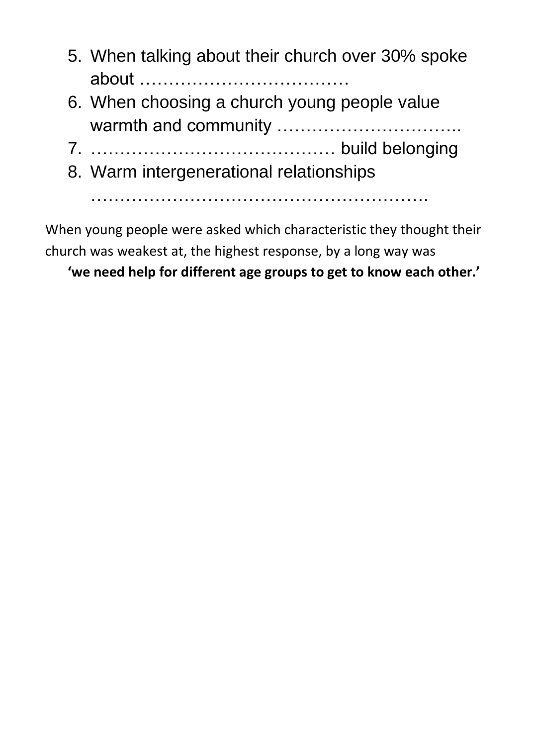5. When talking about their church over 30% spoke about ………………………………
6. When choosing a church young people value warmth and community …………………………..
7. …………………………………… build belonging
8. Warm intergenerational relationships ………………………………………………….

When young people were asked which characteristic they thought their church was weakest at, the highest response, by a long way was

**‘we need help for different age groups to get to know each other.’**